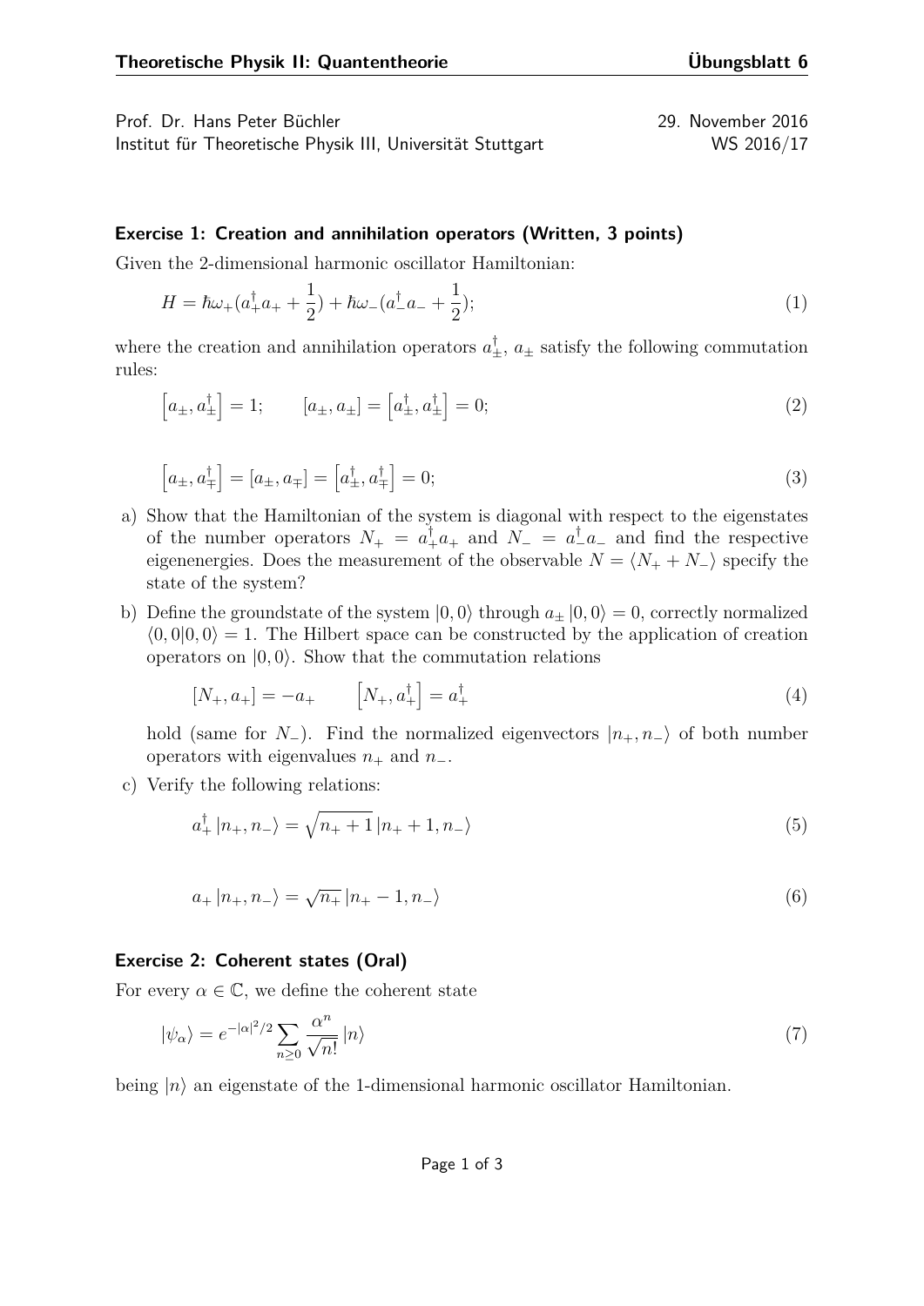Prof. Dr. Hans Peter Büchler
Institut für Theoretische Physik III, Universität Stuttgart

29. November 2016
WS 2016/17

### Exercise 1: Creation and annihilation operators (Written, 3 points)

Given the 2-dimensional harmonic oscillator Hamiltonian:

$$H = \hbar\omega_+(a_+^\dagger a_+ + \frac{1}{2}) + \hbar\omega_-(a_-^\dagger a_- + \frac{1}{2}); \tag{1}$$

where the creation and annihilation operators $a_\pm^\dagger$, $a_\pm$ satisfy the following commutation rules:

$$\left[a_\pm, a_\pm^\dagger\right] = 1; \qquad [a_\pm, a_\pm] = \left[a_\pm^\dagger, a_\pm^\dagger\right] = 0; \tag{2}$$

$$\left[a_\pm, a_\mp^\dagger\right] = [a_\pm, a_\mp] = \left[a_\pm^\dagger, a_\mp^\dagger\right] = 0; \tag{3}$$

a) Show that the Hamiltonian of the system is diagonal with respect to the eigenstates of the number operators $N_+ = a_+^\dagger a_+$ and $N_- = a_-^\dagger a_-$ and find the respective eigenenergies. Does the measurement of the observable $N = \langle N_+ + N_- \rangle$ specify the state of the system?

b) Define the groundstate of the system $|0,0\rangle$ through $a_\pm |0,0\rangle = 0$, correctly normalized $\langle 0,0|0,0\rangle = 1$. The Hilbert space can be constructed by the application of creation operators on $|0,0\rangle$. Show that the commutation relations

$$[N_+, a_+] = -a_+ \qquad \left[N_+, a_+^\dagger\right] = a_+^\dagger \tag{4}$$

hold (same for $N_-$). Find the normalized eigenvectors $|n_+, n_-\rangle$ of both number operators with eigenvalues $n_+$ and $n_-$.

c) Verify the following relations:

$$a_+^\dagger |n_+, n_-\rangle = \sqrt{n_+ + 1}\, |n_+ + 1, n_-\rangle \tag{5}$$

$$a_+ |n_+, n_-\rangle = \sqrt{n_+}\, |n_+ - 1, n_-\rangle \tag{6}$$

### Exercise 2: Coherent states (Oral)

For every $\alpha \in \mathbb{C}$, we define the coherent state

$$|\psi_\alpha\rangle = e^{-|\alpha|^2/2} \sum_{n\geq 0} \frac{\alpha^n}{\sqrt{n!}} |n\rangle \tag{7}$$

being $|n\rangle$ an eigenstate of the 1-dimensional harmonic oscillator Hamiltonian.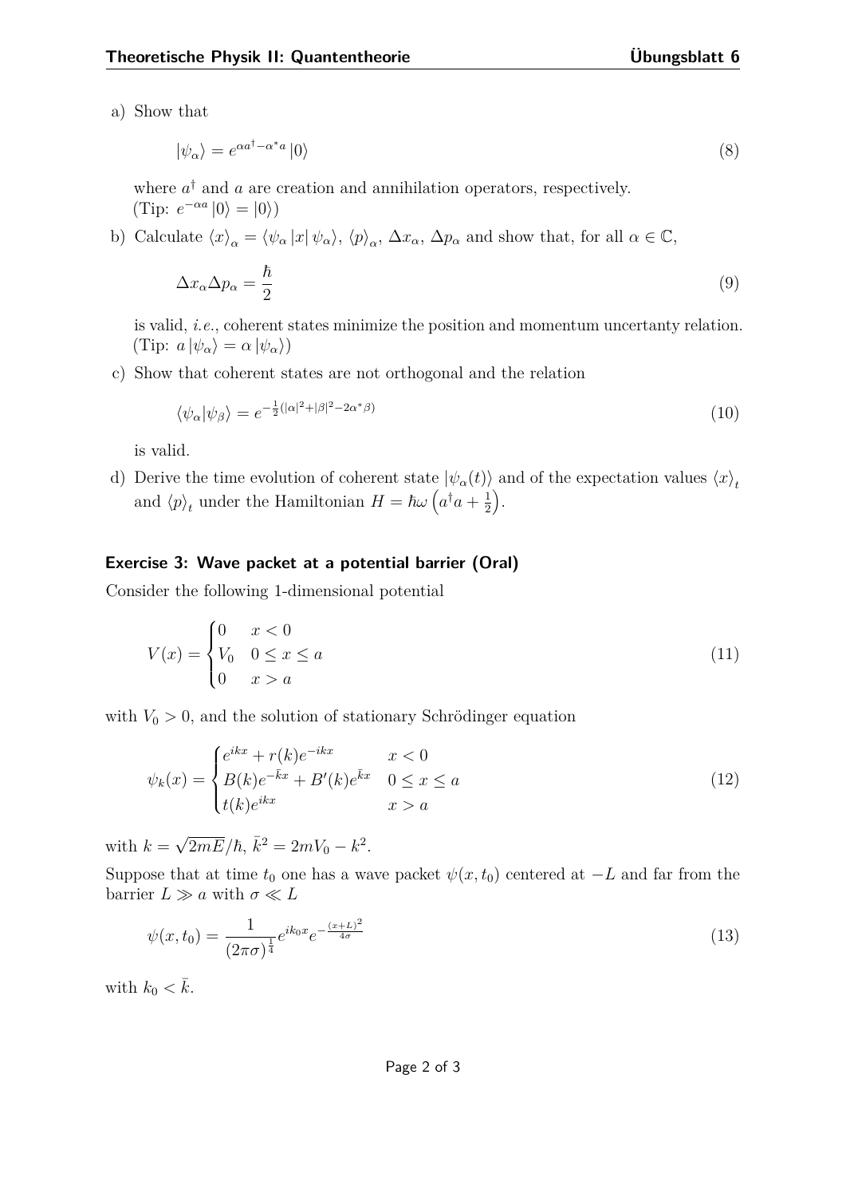a) Show that

$$|\psi_\alpha\rangle = e^{\alpha a^\dagger - \alpha^* a}\,|0\rangle \tag{8}$$

where $a^\dagger$ and $a$ are creation and annihilation operators, respectively.
(Tip: $e^{-\alpha a}\,|0\rangle = |0\rangle$)

b) Calculate $\langle x\rangle_\alpha = \langle \psi_\alpha\,|x|\,\psi_\alpha\rangle$, $\langle p\rangle_\alpha$, $\Delta x_\alpha$, $\Delta p_\alpha$ and show that, for all $\alpha \in \mathbb{C}$,

$$\Delta x_\alpha \Delta p_\alpha = \frac{\hbar}{2} \tag{9}$$

is valid, *i.e.*, coherent states minimize the position and momentum uncertanty relation.
(Tip: $a\,|\psi_\alpha\rangle = \alpha\,|\psi_\alpha\rangle$)

c) Show that coherent states are not orthogonal and the relation

$$\langle \psi_\alpha | \psi_\beta\rangle = e^{-\frac{1}{2}(|\alpha|^2 + |\beta|^2 - 2\alpha^*\beta)} \tag{10}$$

is valid.

d) Derive the time evolution of coherent state $|\psi_\alpha(t)\rangle$ and of the expectation values $\langle x\rangle_t$ and $\langle p\rangle_t$ under the Hamiltonian $H = \hbar\omega\left(a^\dagger a + \frac{1}{2}\right)$.

### Exercise 3: Wave packet at a potential barrier (Oral)

Consider the following 1-dimensional potential

$$V(x) = \begin{cases} 0 & x < 0 \\ V_0 & 0 \le x \le a \\ 0 & x > a \end{cases} \tag{11}$$

with $V_0 > 0$, and the solution of stationary Schrödinger equation

$$\psi_k(x) = \begin{cases} e^{ikx} + r(k)e^{-ikx} & x < 0 \\ B(k)e^{-\bar{k}x} + B'(k)e^{\bar{k}x} & 0 \le x \le a \\ t(k)e^{ikx} & x > a \end{cases} \tag{12}$$

with $k = \sqrt{2mE}/\hbar$, $\bar{k}^2 = 2mV_0 - k^2$.

Suppose that at time $t_0$ one has a wave packet $\psi(x,t_0)$ centered at $-L$ and far from the barrier $L \gg a$ with $\sigma \ll L$

$$\psi(x,t_0) = \frac{1}{(2\pi\sigma)^{\frac{1}{4}}} e^{ik_0 x} e^{-\frac{(x+L)^2}{4\sigma}} \tag{13}$$

with $k_0 < \bar{k}$.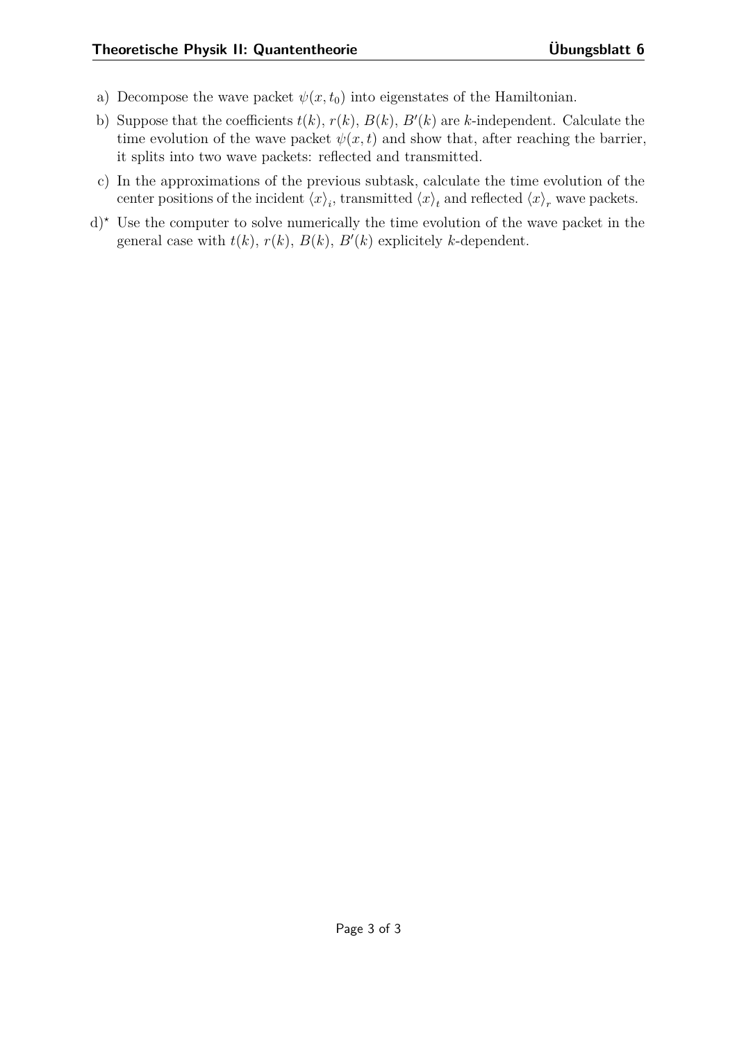a) Decompose the wave packet $\psi(x, t_0)$ into eigenstates of the Hamiltonian.

b) Suppose that the coefficients $t(k)$, $r(k)$, $B(k)$, $B'(k)$ are $k$-independent. Calculate the time evolution of the wave packet $\psi(x, t)$ and show that, after reaching the barrier, it splits into two wave packets: reflected and transmitted.

c) In the approximations of the previous subtask, calculate the time evolution of the center positions of the incident $\langle x \rangle_i$, transmitted $\langle x \rangle_t$ and reflected $\langle x \rangle_r$ wave packets.

d)$^\star$ Use the computer to solve numerically the time evolution of the wave packet in the general case with $t(k)$, $r(k)$, $B(k)$, $B'(k)$ explicitely $k$-dependent.